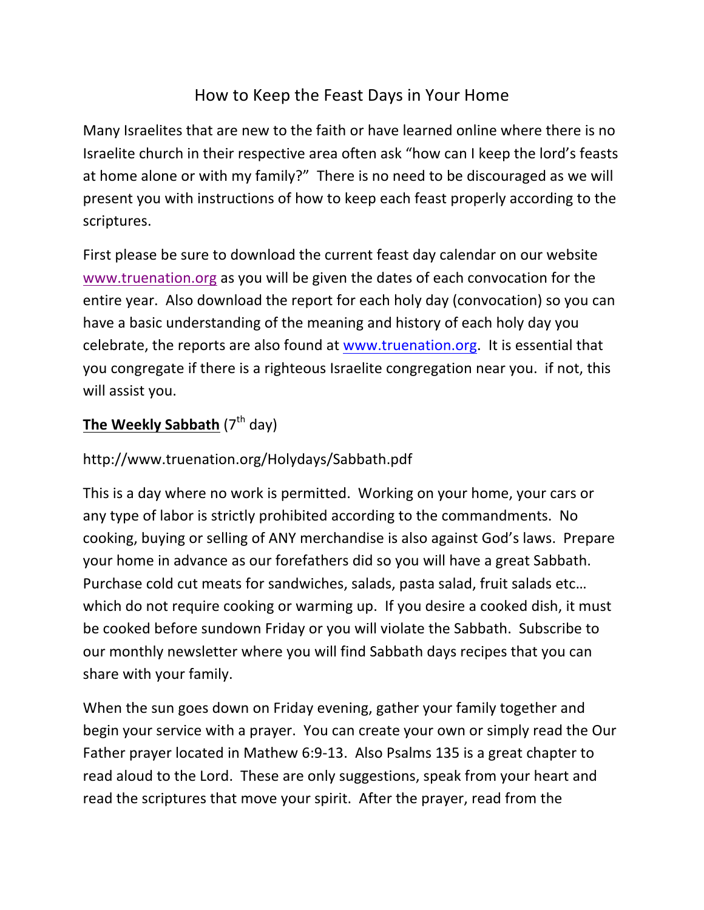# How to Keep the Feast Days in Your Home

Many Israelites that are new to the faith or have learned online where there is no Israelite church in their respective area often ask "how can I keep the lord's feasts at home alone or with my family?" There is no need to be discouraged as we will present you with instructions of how to keep each feast properly according to the scriptures.

First please be sure to download the current feast day calendar on our website [www.truenation.org](www.truenation.org) as you will be given the dates of each convocation for the entire year. Also download the report for each holy day (convocation) so you can have a basic understanding of the meaning and history of each holy day you celebrate, the reports are also found at [www.truenation.org](www.truenation.org). It is essential that you congregate if there is a righteous Israelite congregation near you. if not, this will assist you.

## **The Weekly Sabbath** (7th day)

http://www.truenation.org/Holydays/Sabbath.pdf

This is a day where no work is permitted. Working on your home, your cars or any type of labor is strictly prohibited according to the commandments. No cooking, buying or selling of ANY merchandise is also against God's laws. Prepare your home in advance as our forefathers did so you will have a great Sabbath. Purchase cold cut meats for sandwiches, salads, pasta salad, fruit salads etc… which do not require cooking or warming up. If you desire a cooked dish, it must be cooked before sundown Friday or you will violate the Sabbath. Subscribe to our monthly newsletter where you will find Sabbath days recipes that you can share with your family.

When the sun goes down on Friday evening, gather your family together and begin your service with a prayer. You can create your own or simply read the Our Father prayer located in Mathew 6:9-13. Also Psalms 135 is a great chapter to read aloud to the Lord. These are only suggestions, speak from your heart and read the scriptures that move your spirit. After the prayer, read from the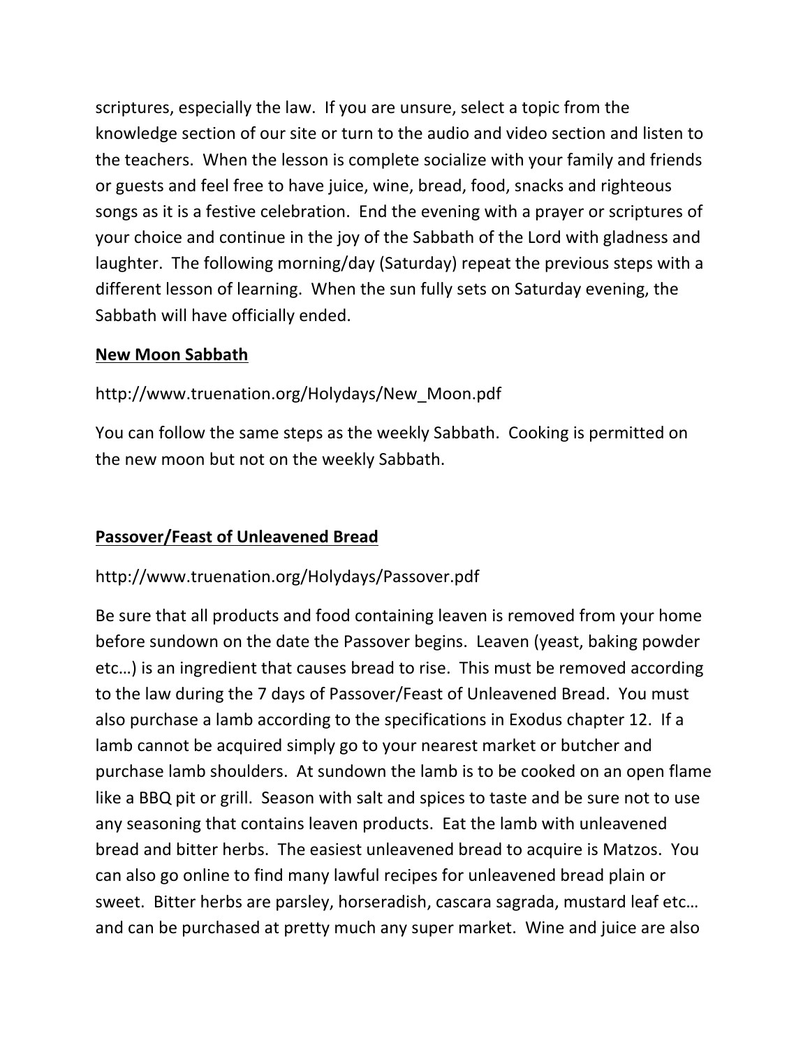scriptures, especially the law. If you are unsure, select a topic from the knowledge section of our site or turn to the audio and video section and listen to the teachers. When the lesson is complete socialize with your family and friends or guests and feel free to have juice, wine, bread, food, snacks and righteous songs as it is a festive celebration. End the evening with a prayer or scriptures of your choice and continue in the joy of the Sabbath of the Lord with gladness and laughter. The following morning/day (Saturday) repeat the previous steps with a different lesson of learning. When the sun fully sets on Saturday evening, the Sabbath will have officially ended.

**New Moon Sabbath**

http://www.truenation.org/Holydays/New_Moon.pdf

You can follow the same steps as the weekly Sabbath. Cooking is permitted on the new moon but not on the weekly Sabbath.

**Passover/Feast of Unleavened Bread**

http://www.truenation.org/Holydays/Passover.pdf

Be sure that all products and food containing leaven is removed from your home before sundown on the date the Passover begins. Leaven (yeast, baking powder etc…) is an ingredient that causes bread to rise. This must be removed according to the law during the 7 days of Passover/Feast of Unleavened Bread. You must also purchase a lamb according to the specifications in Exodus chapter 12. If a lamb cannot be acquired simply go to your nearest market or butcher and purchase lamb shoulders. At sundown the lamb is to be cooked on an open flame like a BBQ pit or grill. Season with salt and spices to taste and be sure not to use any seasoning that contains leaven products. Eat the lamb with unleavened bread and bitter herbs. The easiest unleavened bread to acquire is Matzos. You can also go online to find many lawful recipes for unleavened bread plain or sweet. Bitter herbs are parsley, horseradish, cascara sagrada, mustard leaf etc… and can be purchased at pretty much any super market. Wine and juice are also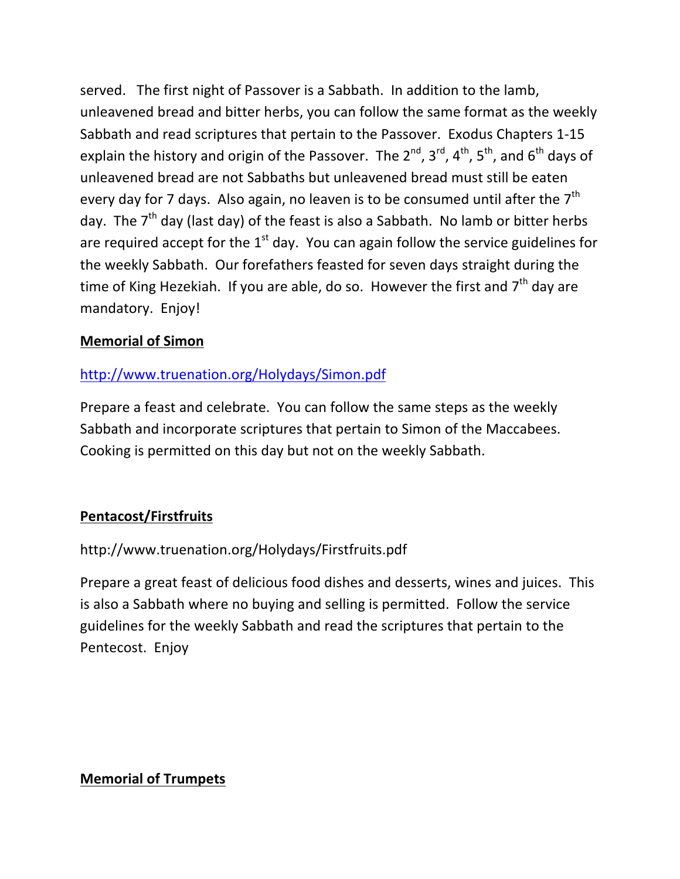served. The first night of Passover is a Sabbath. In addition to the lamb, unleavened bread and bitter herbs, you can follow the same format as the weekly Sabbath and read scriptures that pertain to the Passover. Exodus Chapters 1-15 explain the history and origin of the Passover. The 2nd, 3rd, 4th, 5th, and 6th days of unleavened bread are not Sabbaths but unleavened bread must still be eaten every day for 7 days. Also again, no leaven is to be consumed until after the 7th day. The 7th day (last day) of the feast is also a Sabbath. No lamb or bitter herbs are required accept for the 1st day. You can again follow the service guidelines for the weekly Sabbath. Our forefathers feasted for seven days straight during the time of King Hezekiah. If you are able, do so. However the first and 7th day are mandatory. Enjoy!

**Memorial of Simon**

http://www.truenation.org/Holydays/Simon.pdf

Prepare a feast and celebrate. You can follow the same steps as the weekly Sabbath and incorporate scriptures that pertain to Simon of the Maccabees. Cooking is permitted on this day but not on the weekly Sabbath.

**Pentacost/Firstfruits**

http://www.truenation.org/Holydays/Firstfruits.pdf

Prepare a great feast of delicious food dishes and desserts, wines and juices. This is also a Sabbath where no buying and selling is permitted. Follow the service guidelines for the weekly Sabbath and read the scriptures that pertain to the Pentecost. Enjoy

**Memorial of Trumpets**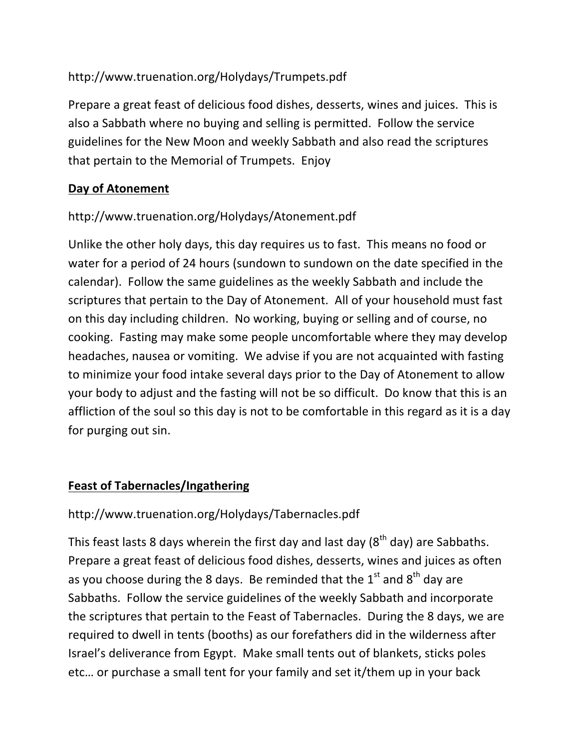http://www.truenation.org/Holydays/Trumpets.pdf

Prepare a great feast of delicious food dishes, desserts, wines and juices. This is also a Sabbath where no buying and selling is permitted. Follow the service guidelines for the New Moon and weekly Sabbath and also read the scriptures that pertain to the Memorial of Trumpets. Enjoy

**<u>Day of Atonement</u>**

http://www.truenation.org/Holydays/Atonement.pdf

Unlike the other holy days, this day requires us to fast. This means no food or water for a period of 24 hours (sundown to sundown on the date specified in the calendar). Follow the same guidelines as the weekly Sabbath and include the scriptures that pertain to the Day of Atonement. All of your household must fast on this day including children. No working, buying or selling and of course, no cooking. Fasting may make some people uncomfortable where they may develop headaches, nausea or vomiting. We advise if you are not acquainted with fasting to minimize your food intake several days prior to the Day of Atonement to allow your body to adjust and the fasting will not be so difficult. Do know that this is an affliction of the soul so this day is not to be comfortable in this regard as it is a day for purging out sin.

**<u>Feast of Tabernacles/Ingathering</u>**

http://www.truenation.org/Holydays/Tabernacles.pdf

This feast lasts 8 days wherein the first day and last day (8th day) are Sabbaths. Prepare a great feast of delicious food dishes, desserts, wines and juices as often as you choose during the 8 days. Be reminded that the 1st and 8th day are Sabbaths. Follow the service guidelines of the weekly Sabbath and incorporate the scriptures that pertain to the Feast of Tabernacles. During the 8 days, we are required to dwell in tents (booths) as our forefathers did in the wilderness after Israel's deliverance from Egypt. Make small tents out of blankets, sticks poles etc… or purchase a small tent for your family and set it/them up in your back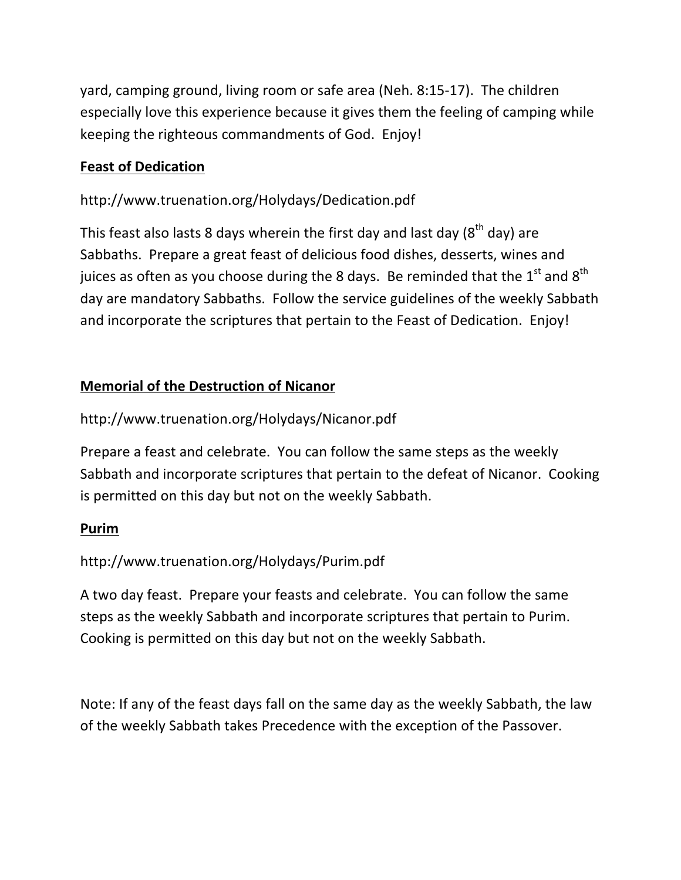yard, camping ground, living room or safe area (Neh. 8:15-17). The children especially love this experience because it gives them the feeling of camping while keeping the righteous commandments of God. Enjoy!

**Feast of Dedication**

http://www.truenation.org/Holydays/Dedication.pdf

This feast also lasts 8 days wherein the first day and last day (8th day) are Sabbaths. Prepare a great feast of delicious food dishes, desserts, wines and juices as often as you choose during the 8 days. Be reminded that the 1st and 8th day are mandatory Sabbaths. Follow the service guidelines of the weekly Sabbath and incorporate the scriptures that pertain to the Feast of Dedication. Enjoy!

**Memorial of the Destruction of Nicanor**

http://www.truenation.org/Holydays/Nicanor.pdf

Prepare a feast and celebrate. You can follow the same steps as the weekly Sabbath and incorporate scriptures that pertain to the defeat of Nicanor. Cooking is permitted on this day but not on the weekly Sabbath.

**Purim**

http://www.truenation.org/Holydays/Purim.pdf

A two day feast. Prepare your feasts and celebrate. You can follow the same steps as the weekly Sabbath and incorporate scriptures that pertain to Purim. Cooking is permitted on this day but not on the weekly Sabbath.

Note: If any of the feast days fall on the same day as the weekly Sabbath, the law of the weekly Sabbath takes Precedence with the exception of the Passover.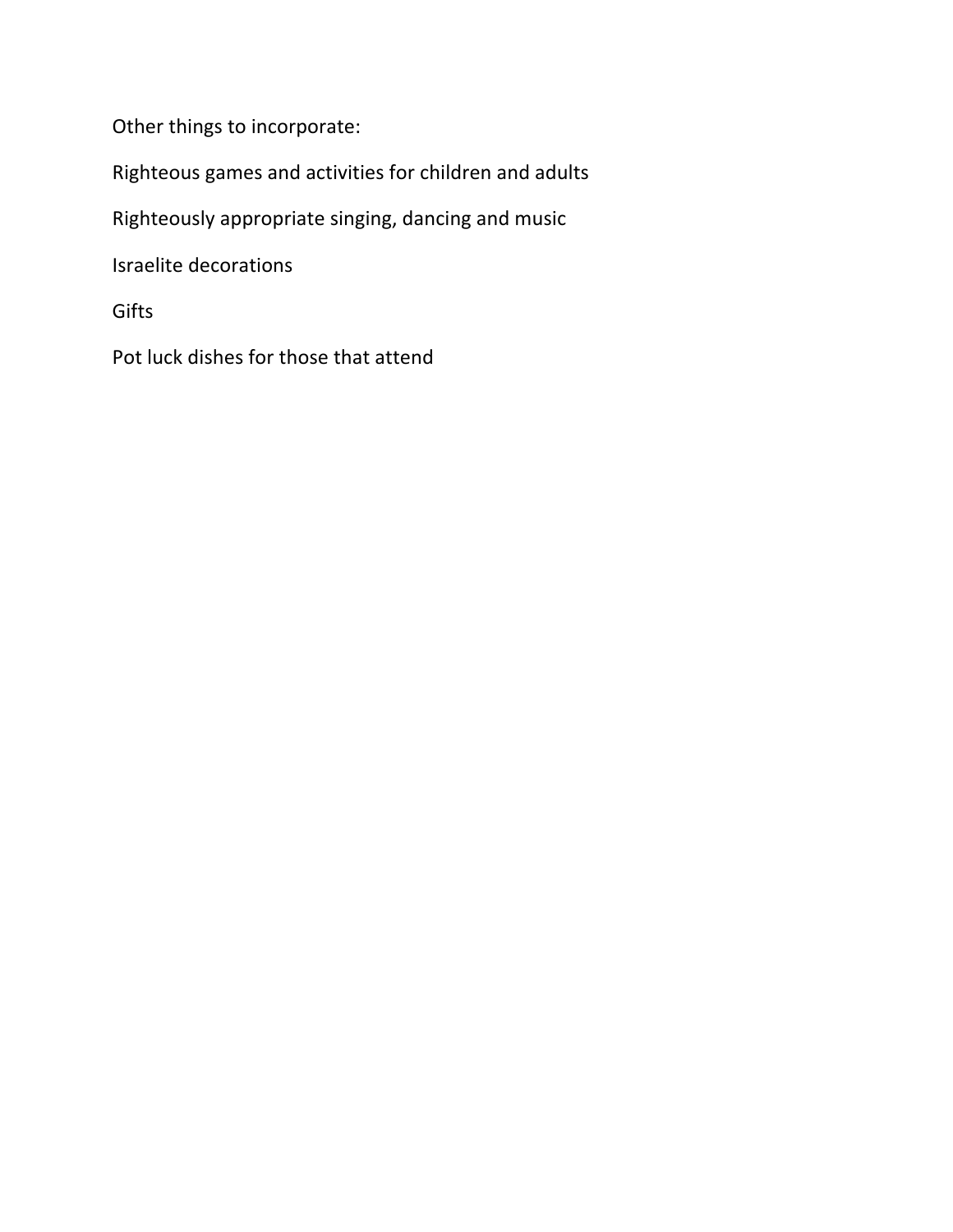Other things to incorporate:

Righteous games and activities for children and adults

Righteously appropriate singing, dancing and music

Israelite decorations

Gifts

Pot luck dishes for those that attend